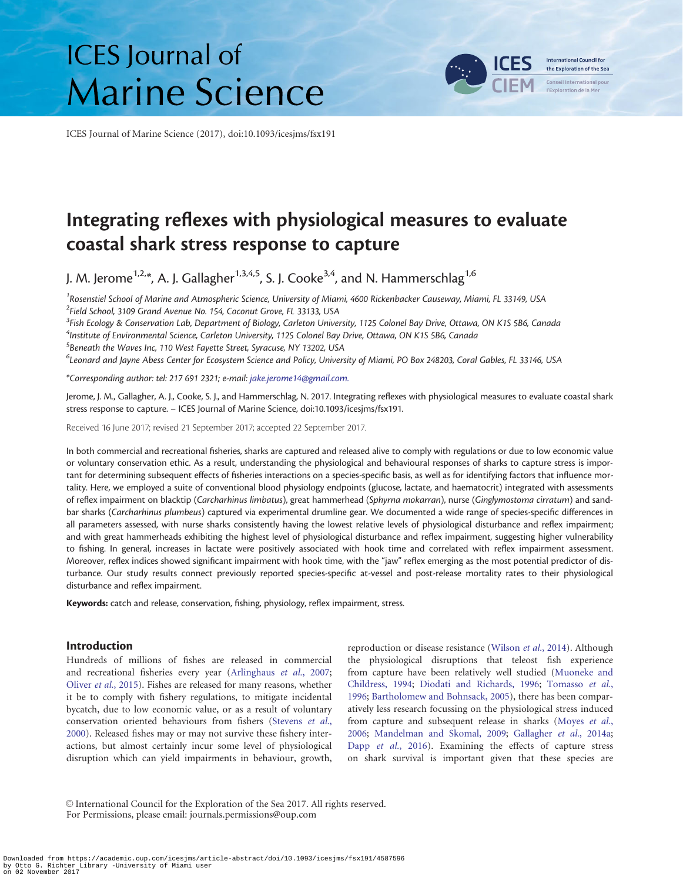# Integrating reflexes with physiological measures to evaluate coastal shark stress response to capture

J. M. Jerome[1,2,*], A. J. Gallagher[1,3,4,5], S. J. Cooke[3,4], and N. Hammerschlag[1,6]

[1]Rosenstiel School of Marine and Atmospheric Science, University of Miami, 4600 Rickenbacker Causeway, Miami, FL 33149, USA
[2]Field School, 3109 Grand Avenue No. 154, Coconut Grove, FL 33133, USA
[3]Fish Ecology & Conservation Lab, Department of Biology, Carleton University, 1125 Colonel Bay Drive, Ottawa, ON K1S 5B6, Canada
[4]Institute of Environmental Science, Carleton University, 1125 Colonel Bay Drive, Ottawa, ON K1S 5B6, Canada
[5]Beneath the Waves Inc, 110 West Fayette Street, Syracuse, NY 13202, USA
[6]Leonard and Jayne Abess Center for Ecosystem Science and Policy, University of Miami, PO Box 248203, Coral Gables, FL 33146, USA

*Corresponding author: tel: 217 691 2321; e-mail: jake.jerome14@gmail.com.

Jerome, J. M., Gallagher, A. J., Cooke, S. J., and Hammerschlag, N. 2017. Integrating reflexes with physiological measures to evaluate coastal shark stress response to capture. – ICES Journal of Marine Science, doi:10.1093/icesjms/fsx191.

Received 16 June 2017; revised 21 September 2017; accepted 22 September 2017.

In both commercial and recreational fisheries, sharks are captured and released alive to comply with regulations or due to low economic value or voluntary conservation ethic. As a result, understanding the physiological and behavioural responses of sharks to capture stress is important for determining subsequent effects of fisheries interactions on a species-specific basis, as well as for identifying factors that influence mortality. Here, we employed a suite of conventional blood physiology endpoints (glucose, lactate, and haematocrit) integrated with assessments of reflex impairment on blacktip (*Carcharhinus limbatus*), great hammerhead (*Sphyrna mokarran*), nurse (*Ginglymostoma cirratum*) and sandbar sharks (*Carcharhinus plumbeus*) captured via experimental drumline gear. We documented a wide range of species-specific differences in all parameters assessed, with nurse sharks consistently having the lowest relative levels of physiological disturbance and reflex impairment; and with great hammerheads exhibiting the highest level of physiological disturbance and reflex impairment, suggesting higher vulnerability to fishing. In general, increases in lactate were positively associated with hook time and correlated with reflex impairment assessment. Moreover, reflex indices showed significant impairment with hook time, with the "jaw" reflex emerging as the most potential predictor of disturbance. Our study results connect previously reported species-specific at-vessel and post-release mortality rates to their physiological disturbance and reflex impairment.

**Keywords:** catch and release, conservation, fishing, physiology, reflex impairment, stress.

## Introduction

Hundreds of millions of fishes are released in commercial and recreational fisheries every year (Arlinghaus *et al.*, 2007; Oliver *et al.*, 2015). Fishes are released for many reasons, whether it be to comply with fishery regulations, to mitigate incidental bycatch, due to low economic value, or as a result of voluntary conservation oriented behaviours from fishers (Stevens *et al.*, 2000). Released fishes may or may not survive these fishery interactions, but almost certainly incur some level of physiological disruption which can yield impairments in behaviour, growth, reproduction or disease resistance (Wilson *et al.*, 2014). Although the physiological disruptions that teleost fish experience from capture have been relatively well studied (Muoneke and Childress, 1994; Diodati and Richards, 1996; Tomasso *et al.*, 1996; Bartholomew and Bohnsack, 2005), there has been comparatively less research focussing on the physiological stress induced from capture and subsequent release in sharks (Moyes *et al.*, 2006; Mandelman and Skomal, 2009; Gallagher *et al.*, 2014a; Dapp *et al.*, 2016). Examining the effects of capture stress on shark survival is important given that these species are

© International Council for the Exploration of the Sea 2017. All rights reserved.
For Permissions, please email: journals.permissions@oup.com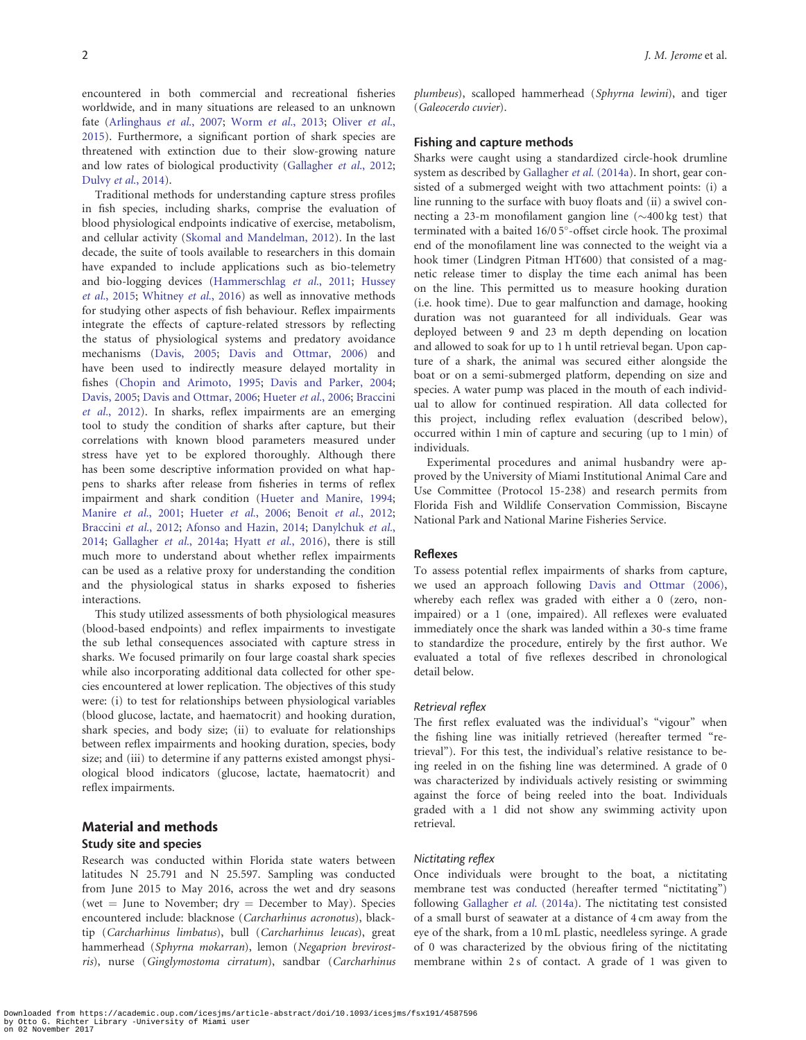encountered in both commercial and recreational fisheries worldwide, and in many situations are released to an unknown fate (Arlinghaus *et al.*, 2007; Worm *et al.*, 2013; Oliver *et al.*, 2015). Furthermore, a significant portion of shark species are threatened with extinction due to their slow-growing nature and low rates of biological productivity (Gallagher *et al.*, 2012; Dulvy *et al.*, 2014).

Traditional methods for understanding capture stress profiles in fish species, including sharks, comprise the evaluation of blood physiological endpoints indicative of exercise, metabolism, and cellular activity (Skomal and Mandelman, 2012). In the last decade, the suite of tools available to researchers in this domain have expanded to include applications such as bio-telemetry and bio-logging devices (Hammerschlag *et al.*, 2011; Hussey *et al.*, 2015; Whitney *et al.*, 2016) as well as innovative methods for studying other aspects of fish behaviour. Reflex impairments integrate the effects of capture-related stressors by reflecting the status of physiological systems and predatory avoidance mechanisms (Davis, 2005; Davis and Ottmar, 2006) and have been used to indirectly measure delayed mortality in fishes (Chopin and Arimoto, 1995; Davis and Parker, 2004; Davis, 2005; Davis and Ottmar, 2006; Hueter *et al.*, 2006; Braccini *et al.*, 2012). In sharks, reflex impairments are an emerging tool to study the condition of sharks after capture, but their correlations with known blood parameters measured under stress have yet to be explored thoroughly. Although there has been some descriptive information provided on what happens to sharks after release from fisheries in terms of reflex impairment and shark condition (Hueter and Manire, 1994; Manire *et al.*, 2001; Hueter *et al.*, 2006; Benoit *et al.*, 2012; Braccini *et al.*, 2012; Afonso and Hazin, 2014; Danylchuk *et al.*, 2014; Gallagher *et al.*, 2014a; Hyatt *et al.*, 2016), there is still much more to understand about whether reflex impairments can be used as a relative proxy for understanding the condition and the physiological status in sharks exposed to fisheries interactions.

This study utilized assessments of both physiological measures (blood-based endpoints) and reflex impairments to investigate the sub lethal consequences associated with capture stress in sharks. We focused primarily on four large coastal shark species while also incorporating additional data collected for other species encountered at lower replication. The objectives of this study were: (i) to test for relationships between physiological variables (blood glucose, lactate, and haematocrit) and hooking duration, shark species, and body size; (ii) to evaluate for relationships between reflex impairments and hooking duration, species, body size; and (iii) to determine if any patterns existed amongst physiological blood indicators (glucose, lactate, haematocrit) and reflex impairments.

## Material and methods

### Study site and species

Research was conducted within Florida state waters between latitudes N 25.791 and N 25.597. Sampling was conducted from June 2015 to May 2016, across the wet and dry seasons (wet = June to November; dry = December to May). Species encountered include: blacknose (*Carcharhinus acronotus*), blacktip (*Carcharhinus limbatus*), bull (*Carcharhinus leucas*), great hammerhead (*Sphyrna mokarran*), lemon (*Negaprion brevirostris*), nurse (*Ginglymostoma cirratum*), sandbar (*Carcharhinus plumbeus*), scalloped hammerhead (*Sphyrna lewini*), and tiger (*Galeocerdo cuvier*).

### Fishing and capture methods

Sharks were caught using a standardized circle-hook drumline system as described by Gallagher *et al.* (2014a). In short, gear consisted of a submerged weight with two attachment points: (i) a line running to the surface with buoy floats and (ii) a swivel connecting a 23-m monofilament gangion line (~400 kg test) that terminated with a baited 16/0 5°-offset circle hook. The proximal end of the monofilament line was connected to the weight via a hook timer (Lindgren Pitman HT600) that consisted of a magnetic release timer to display the time each animal has been on the line. This permitted us to measure hooking duration (i.e. hook time). Due to gear malfunction and damage, hooking duration was not guaranteed for all individuals. Gear was deployed between 9 and 23 m depth depending on location and allowed to soak for up to 1 h until retrieval began. Upon capture of a shark, the animal was secured either alongside the boat or on a semi-submerged platform, depending on size and species. A water pump was placed in the mouth of each individual to allow for continued respiration. All data collected for this project, including reflex evaluation (described below), occurred within 1 min of capture and securing (up to 1 min) of individuals.

Experimental procedures and animal husbandry were approved by the University of Miami Institutional Animal Care and Use Committee (Protocol 15-238) and research permits from Florida Fish and Wildlife Conservation Commission, Biscayne National Park and National Marine Fisheries Service.

### Reflexes

To assess potential reflex impairments of sharks from capture, we used an approach following Davis and Ottmar (2006), whereby each reflex was graded with either a 0 (zero, non-impaired) or a 1 (one, impaired). All reflexes were evaluated immediately once the shark was landed within a 30-s time frame to standardize the procedure, entirely by the first author. We evaluated a total of five reflexes described in chronological detail below.

#### *Retrieval reflex*

The first reflex evaluated was the individual's "vigour" when the fishing line was initially retrieved (hereafter termed "retrieval"). For this test, the individual's relative resistance to being reeled in on the fishing line was determined. A grade of 0 was characterized by individuals actively resisting or swimming against the force of being reeled into the boat. Individuals graded with a 1 did not show any swimming activity upon retrieval.

#### *Nictitating reflex*

Once individuals were brought to the boat, a nictitating membrane test was conducted (hereafter termed "nictitating") following Gallagher *et al.* (2014a). The nictitating test consisted of a small burst of seawater at a distance of 4 cm away from the eye of the shark, from a 10 mL plastic, needleless syringe. A grade of 0 was characterized by the obvious firing of the nictitating membrane within 2 s of contact. A grade of 1 was given to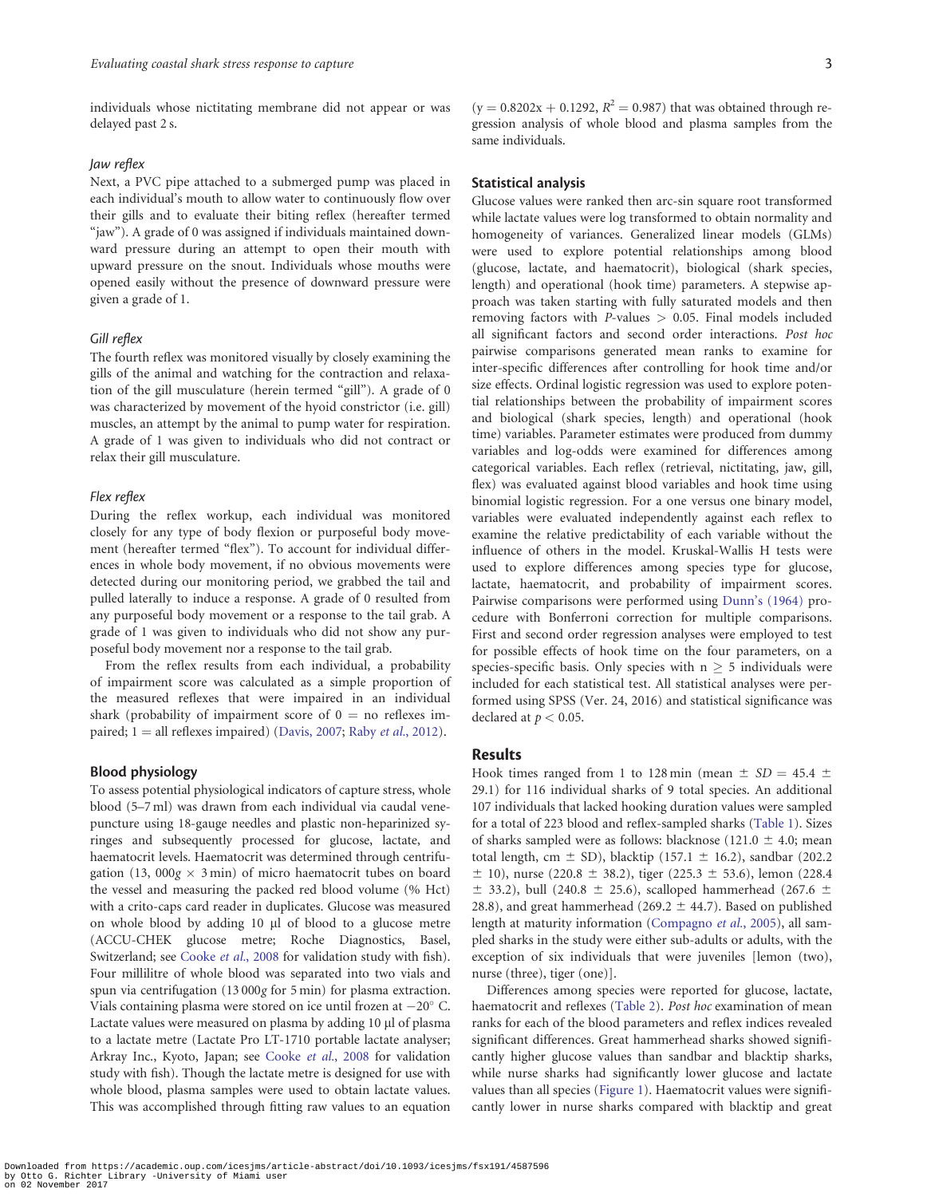individuals whose nictitating membrane did not appear or was delayed past 2 s.

#### *Jaw reflex*

Next, a PVC pipe attached to a submerged pump was placed in each individual's mouth to allow water to continuously flow over their gills and to evaluate their biting reflex (hereafter termed "jaw"). A grade of 0 was assigned if individuals maintained downward pressure during an attempt to open their mouth with upward pressure on the snout. Individuals whose mouths were opened easily without the presence of downward pressure were given a grade of 1.

#### *Gill reflex*

The fourth reflex was monitored visually by closely examining the gills of the animal and watching for the contraction and relaxation of the gill musculature (herein termed "gill"). A grade of 0 was characterized by movement of the hyoid constrictor (i.e. gill) muscles, an attempt by the animal to pump water for respiration. A grade of 1 was given to individuals who did not contract or relax their gill musculature.

#### *Flex reflex*

During the reflex workup, each individual was monitored closely for any type of body flexion or purposeful body movement (hereafter termed "flex"). To account for individual differences in whole body movement, if no obvious movements were detected during our monitoring period, we grabbed the tail and pulled laterally to induce a response. A grade of 0 resulted from any purposeful body movement or a response to the tail grab. A grade of 1 was given to individuals who did not show any purposeful body movement nor a response to the tail grab.

From the reflex results from each individual, a probability of impairment score was calculated as a simple proportion of the measured reflexes that were impaired in an individual shark (probability of impairment score of 0 = no reflexes impaired; 1 = all reflexes impaired) (Davis, 2007; Raby *et al*., 2012).

### Blood physiology

To assess potential physiological indicators of capture stress, whole blood (5–7 ml) was drawn from each individual via caudal venepuncture using 18-gauge needles and plastic non-heparinized syringes and subsequently processed for glucose, lactate, and haematocrit levels. Haematocrit was determined through centrifugation (13, 000*g* × 3 min) of micro haematocrit tubes on board the vessel and measuring the packed red blood volume (% Hct) with a crito-caps card reader in duplicates. Glucose was measured on whole blood by adding 10 µl of blood to a glucose metre (ACCU-CHEK glucose metre; Roche Diagnostics, Basel, Switzerland; see Cooke *et al*., 2008 for validation study with fish). Four millilitre of whole blood was separated into two vials and spun via centrifugation (13 000*g* for 5 min) for plasma extraction. Vials containing plasma were stored on ice until frozen at −20° C. Lactate values were measured on plasma by adding 10 µl of plasma to a lactate metre (Lactate Pro LT-1710 portable lactate analyser; Arkray Inc., Kyoto, Japan; see Cooke *et al*., 2008 for validation study with fish). Though the lactate metre is designed for use with whole blood, plasma samples were used to obtain lactate values. This was accomplished through fitting raw values to an equation ($y = 0.8202x + 0.1292$, $R^2 = 0.987$) that was obtained through regression analysis of whole blood and plasma samples from the same individuals.

### Statistical analysis

Glucose values were ranked then arc-sin square root transformed while lactate values were log transformed to obtain normality and homogeneity of variances. Generalized linear models (GLMs) were used to explore potential relationships among blood (glucose, lactate, and haematocrit), biological (shark species, length) and operational (hook time) parameters. A stepwise approach was taken starting with fully saturated models and then removing factors with *P*-values > 0.05. Final models included all significant factors and second order interactions. *Post hoc* pairwise comparisons generated mean ranks to examine for inter-specific differences after controlling for hook time and/or size effects. Ordinal logistic regression was used to explore potential relationships between the probability of impairment scores and biological (shark species, length) and operational (hook time) variables. Parameter estimates were produced from dummy variables and log-odds were examined for differences among categorical variables. Each reflex (retrieval, nictitating, jaw, gill, flex) was evaluated against blood variables and hook time using binomial logistic regression. For a one versus one binary model, variables were evaluated independently against each reflex to examine the relative predictability of each variable without the influence of others in the model. Kruskal-Wallis H tests were used to explore differences among species type for glucose, lactate, haematocrit, and probability of impairment scores. Pairwise comparisons were performed using Dunn's (1964) procedure with Bonferroni correction for multiple comparisons. First and second order regression analyses were employed to test for possible effects of hook time on the four parameters, on a species-specific basis. Only species with $n \geq 5$ individuals were included for each statistical test. All statistical analyses were performed using SPSS (Ver. 24, 2016) and statistical significance was declared at $p < 0.05$.

## Results

Hook times ranged from 1 to 128 min (mean ± *SD* = 45.4 ± 29.1) for 116 individual sharks of 9 total species. An additional 107 individuals that lacked hooking duration values were sampled for a total of 223 blood and reflex-sampled sharks (Table 1). Sizes of sharks sampled were as follows: blacknose (121.0 ± 4.0; mean total length, cm ± SD), blacktip (157.1 ± 16.2), sandbar (202.2 ± 10), nurse (220.8 ± 38.2), tiger (225.3 ± 53.6), lemon (228.4 ± 33.2), bull (240.8 ± 25.6), scalloped hammerhead (267.6 ± 28.8), and great hammerhead (269.2 ± 44.7). Based on published length at maturity information (Compagno *et al*., 2005), all sampled sharks in the study were either sub-adults or adults, with the exception of six individuals that were juveniles [lemon (two), nurse (three), tiger (one)].

Differences among species were reported for glucose, lactate, haematocrit and reflexes (Table 2). *Post hoc* examination of mean ranks for each of the blood parameters and reflex indices revealed significant differences. Great hammerhead sharks showed significantly higher glucose values than sandbar and blacktip sharks, while nurse sharks had significantly lower glucose and lactate values than all species (Figure 1). Haematocrit values were significantly lower in nurse sharks compared with blacktip and great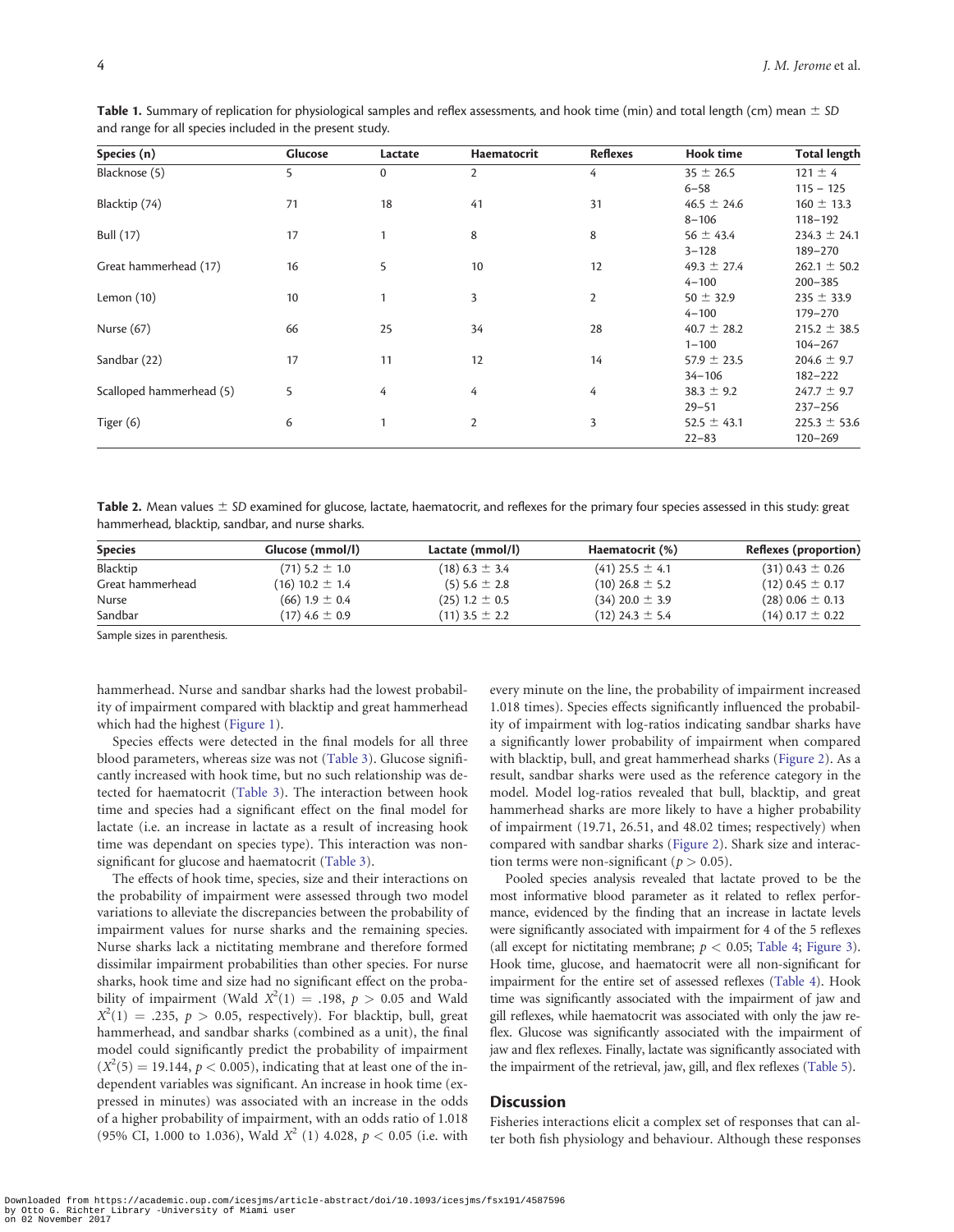**Table 1.** Summary of replication for physiological samples and reflex assessments, and hook time (min) and total length (cm) mean ± *SD* and range for all species included in the present study.

| Species (n) | Glucose | Lactate | Haematocrit | Reflexes | Hook time | Total length |
|---|---|---|---|---|---|---|
| Blacknose (5) | 5 | 0 | 2 | 4 | 35 ± 26.5<br>6–58 | 121 ± 4<br>115 – 125 |
| Blacktip (74) | 71 | 18 | 41 | 31 | 46.5 ± 24.6<br>8–106 | 160 ± 13.3<br>118–192 |
| Bull (17) | 17 | 1 | 8 | 8 | 56 ± 43.4<br>3–128 | 234.3 ± 24.1<br>189–270 |
| Great hammerhead (17) | 16 | 5 | 10 | 12 | 49.3 ± 27.4<br>4–100 | 262.1 ± 50.2<br>200–385 |
| Lemon (10) | 10 | 1 | 3 | 2 | 50 ± 32.9<br>4–100 | 235 ± 33.9<br>179–270 |
| Nurse (67) | 66 | 25 | 34 | 28 | 40.7 ± 28.2<br>1–100 | 215.2 ± 38.5<br>104–267 |
| Sandbar (22) | 17 | 11 | 12 | 14 | 57.9 ± 23.5<br>34–106 | 204.6 ± 9.7<br>182–222 |
| Scalloped hammerhead (5) | 5 | 4 | 4 | 4 | 38.3 ± 9.2<br>29–51 | 247.7 ± 9.7<br>237–256 |
| Tiger (6) | 6 | 1 | 2 | 3 | 52.5 ± 43.1<br>22–83 | 225.3 ± 53.6<br>120–269 |

**Table 2.** Mean values ± *SD* examined for glucose, lactate, haematocrit, and reflexes for the primary four species assessed in this study: great hammerhead, blacktip, sandbar, and nurse sharks.

| Species | Glucose (mmol/l) | Lactate (mmol/l) | Haematocrit (%) | Reflexes (proportion) |
|---|---|---|---|---|
| Blacktip | (71) 5.2 ± 1.0 | (18) 6.3 ± 3.4 | (41) 25.5 ± 4.1 | (31) 0.43 ± 0.26 |
| Great hammerhead | (16) 10.2 ± 1.4 | (5) 5.6 ± 2.8 | (10) 26.8 ± 5.2 | (12) 0.45 ± 0.17 |
| Nurse | (66) 1.9 ± 0.4 | (25) 1.2 ± 0.5 | (34) 20.0 ± 3.9 | (28) 0.06 ± 0.13 |
| Sandbar | (17) 4.6 ± 0.9 | (11) 3.5 ± 2.2 | (12) 24.3 ± 5.4 | (14) 0.17 ± 0.22 |

Sample sizes in parenthesis.

hammerhead. Nurse and sandbar sharks had the lowest probability of impairment compared with blacktip and great hammerhead which had the highest (Figure 1).

Species effects were detected in the final models for all three blood parameters, whereas size was not (Table 3). Glucose significantly increased with hook time, but no such relationship was detected for haematocrit (Table 3). The interaction between hook time and species had a significant effect on the final model for lactate (i.e. an increase in lactate as a result of increasing hook time was dependant on species type). This interaction was non-significant for glucose and haematocrit (Table 3).

The effects of hook time, species, size and their interactions on the probability of impairment were assessed through two model variations to alleviate the discrepancies between the probability of impairment values for nurse sharks and the remaining species. Nurse sharks lack a nictitating membrane and therefore formed dissimilar impairment probabilities than other species. For nurse sharks, hook time and size had no significant effect on the probability of impairment (Wald $X^2(1) = .198$, $p > 0.05$ and Wald $X^2(1) = .235$, $p > 0.05$, respectively). For blacktip, bull, great hammerhead, and sandbar sharks (combined as a unit), the final model could significantly predict the probability of impairment ($X^2(5) = 19.144$, $p < 0.005$), indicating that at least one of the independent variables was significant. An increase in hook time (expressed in minutes) was associated with an increase in the odds of a higher probability of impairment, with an odds ratio of 1.018 (95% CI, 1.000 to 1.036), Wald $X^2$ (1) 4.028, $p < 0.05$ (i.e. with every minute on the line, the probability of impairment increased 1.018 times). Species effects significantly influenced the probability of impairment with log-ratios indicating sandbar sharks have a significantly lower probability of impairment when compared with blacktip, bull, and great hammerhead sharks (Figure 2). As a result, sandbar sharks were used as the reference category in the model. Model log-ratios revealed that bull, blacktip, and great hammerhead sharks are more likely to have a higher probability of impairment (19.71, 26.51, and 48.02 times; respectively) when compared with sandbar sharks (Figure 2). Shark size and interaction terms were non-significant ($p > 0.05$).

Pooled species analysis revealed that lactate proved to be the most informative blood parameter as it related to reflex performance, evidenced by the finding that an increase in lactate levels were significantly associated with impairment for 4 of the 5 reflexes (all except for nictitating membrane; $p < 0.05$; Table 4; Figure 3). Hook time, glucose, and haematocrit were all non-significant for impairment for the entire set of assessed reflexes (Table 4). Hook time was significantly associated with the impairment of jaw and gill reflexes, while haematocrit was associated with only the jaw reflex. Glucose was significantly associated with the impairment of jaw and flex reflexes. Finally, lactate was significantly associated with the impairment of the retrieval, jaw, gill, and flex reflexes (Table 5).

## Discussion

Fisheries interactions elicit a complex set of responses that can alter both fish physiology and behaviour. Although these responses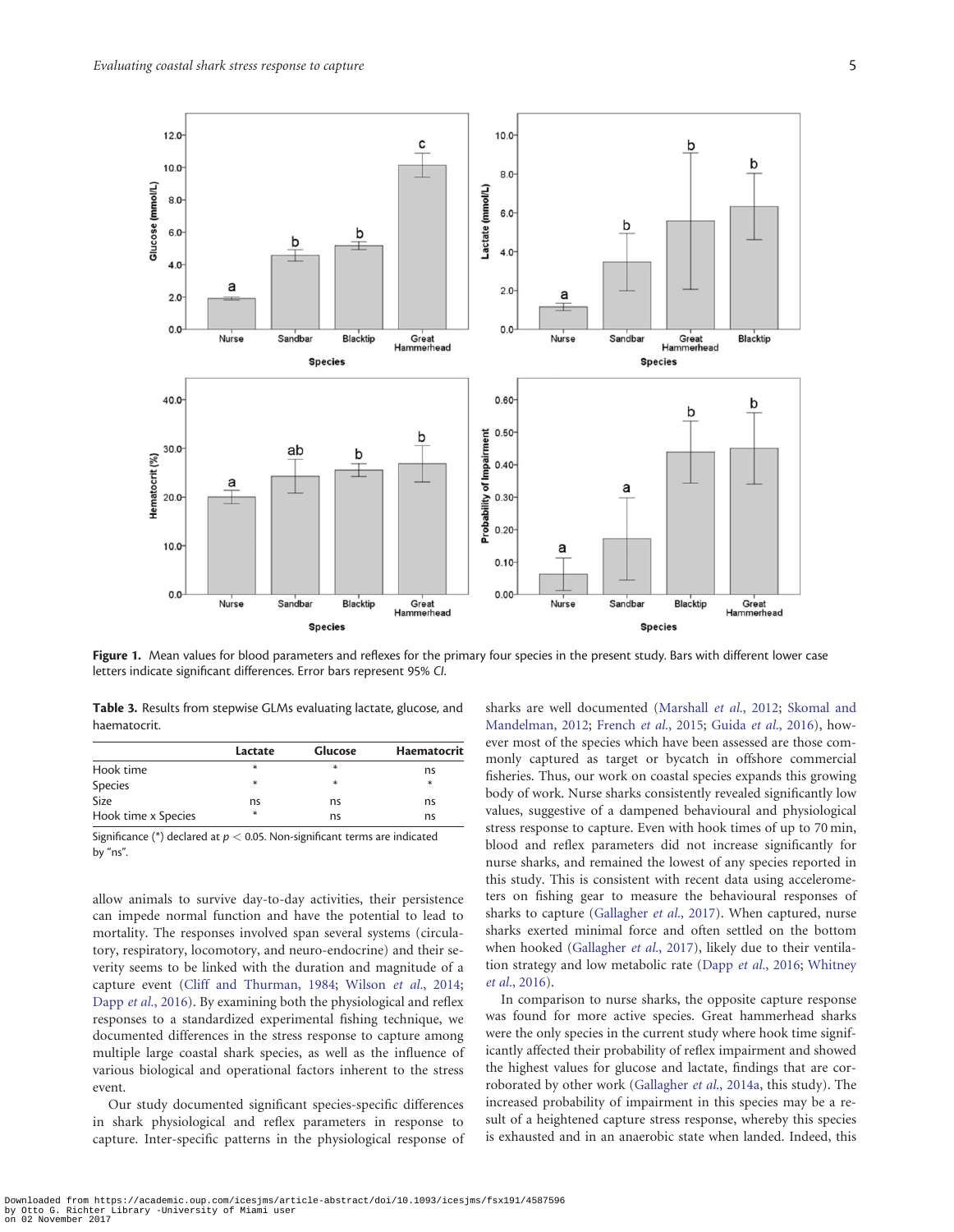Figure 1. Mean values for blood parameters and reflexes for the primary four species in the present study. Bars with different lower case letters indicate significant differences. Error bars represent 95% *CI*.

**Table 3.** Results from stepwise GLMs evaluating lactate, glucose, and haematocrit.

| | Lactate | Glucose | Haematocrit |
|---|---|---|---|
| Hook time | * | * | ns |
| Species | * | * | * |
| Size | ns | ns | ns |
| Hook time x Species | * | ns | ns |

Significance (*) declared at $p < 0.05$. Non-significant terms are indicated by "ns".

allow animals to survive day-to-day activities, their persistence can impede normal function and have the potential to lead to mortality. The responses involved span several systems (circulatory, respiratory, locomotory, and neuro-endocrine) and their severity seems to be linked with the duration and magnitude of a capture event (Cliff and Thurman, 1984; Wilson *et al.*, 2014; Dapp *et al.*, 2016). By examining both the physiological and reflex responses to a standardized experimental fishing technique, we documented differences in the stress response to capture among multiple large coastal shark species, as well as the influence of various biological and operational factors inherent to the stress event.

Our study documented significant species-specific differences in shark physiological and reflex parameters in response to capture. Inter-specific patterns in the physiological response of sharks are well documented (Marshall *et al.*, 2012; Skomal and Mandelman, 2012; French *et al.*, 2015; Guida *et al.*, 2016), however most of the species which have been assessed are those commonly captured as target or bycatch in offshore commercial fisheries. Thus, our work on coastal species expands this growing body of work. Nurse sharks consistently revealed significantly low values, suggestive of a dampened behavioural and physiological stress response to capture. Even with hook times of up to 70 min, blood and reflex parameters did not increase significantly for nurse sharks, and remained the lowest of any species reported in this study. This is consistent with recent data using accelerometers on fishing gear to measure the behavioural responses of sharks to capture (Gallagher *et al.*, 2017). When captured, nurse sharks exerted minimal force and often settled on the bottom when hooked (Gallagher *et al.*, 2017), likely due to their ventilation strategy and low metabolic rate (Dapp *et al.*, 2016; Whitney *et al.*, 2016).

In comparison to nurse sharks, the opposite capture response was found for more active species. Great hammerhead sharks were the only species in the current study where hook time significantly affected their probability of reflex impairment and showed the highest values for glucose and lactate, findings that are corroborated by other work (Gallagher *et al.*, 2014a, this study). The increased probability of impairment in this species may be a result of a heightened capture stress response, whereby this species is exhausted and in an anaerobic state when landed. Indeed, this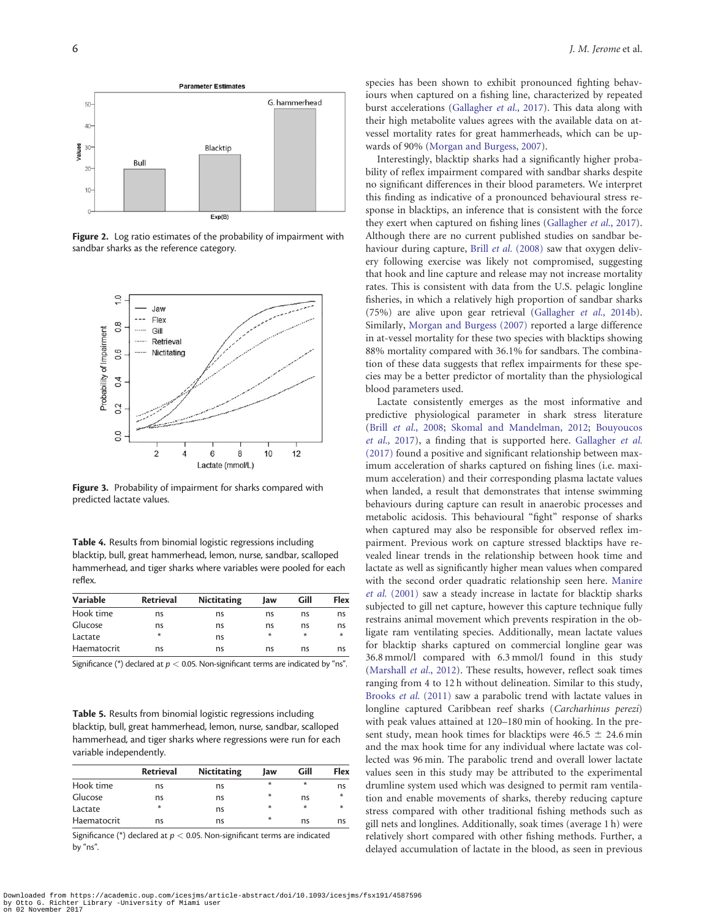**Figure 2.** Log ratio estimates of the probability of impairment with sandbar sharks as the reference category.

**Figure 3.** Probability of impairment for sharks compared with predicted lactate values.

**Table 4.** Results from binomial logistic regressions including blacktip, bull, great hammerhead, lemon, nurse, sandbar, scalloped hammerhead, and tiger sharks where variables were pooled for each reflex.

| Variable | Retrieval | Nictitating | Jaw | Gill | Flex |
|---|---|---|---|---|---|
| Hook time | ns | ns | ns | ns | ns |
| Glucose | ns | ns | ns | ns | ns |
| Lactate | * | ns | * | * | * |
| Haematocrit | ns | ns | ns | ns | ns |

Significance (*) declared at $p < 0.05$. Non-significant terms are indicated by "ns".

**Table 5.** Results from binomial logistic regressions including blacktip, bull, great hammerhead, lemon, nurse, sandbar, scalloped hammerhead, and tiger sharks where regressions were run for each variable independently.

| | Retrieval | Nictitating | Jaw | Gill | Flex |
|---|---|---|---|---|---|
| Hook time | ns | ns | * | * | ns |
| Glucose | ns | ns | * | ns | * |
| Lactate | * | ns | * | * | * |
| Haematocrit | ns | ns | * | ns | ns |

Significance (*) declared at $p < 0.05$. Non-significant terms are indicated by "ns".

species has been shown to exhibit pronounced fighting behaviours when captured on a fishing line, characterized by repeated burst accelerations (Gallagher *et al.*, 2017). This data along with their high metabolite values agrees with the available data on at-vessel mortality rates for great hammerheads, which can be upwards of 90% (Morgan and Burgess, 2007).

Interestingly, blacktip sharks had a significantly higher probability of reflex impairment compared with sandbar sharks despite no significant differences in their blood parameters. We interpret this finding as indicative of a pronounced behavioural stress response in blacktips, an inference that is consistent with the force they exert when captured on fishing lines (Gallagher *et al.*, 2017). Although there are no current published studies on sandbar behaviour during capture, Brill *et al.* (2008) saw that oxygen delivery following exercise was likely not compromised, suggesting that hook and line capture and release may not increase mortality rates. This is consistent with data from the U.S. pelagic longline fisheries, in which a relatively high proportion of sandbar sharks (75%) are alive upon gear retrieval (Gallagher *et al.*, 2014b). Similarly, Morgan and Burgess (2007) reported a large difference in at-vessel mortality for these two species with blacktips showing 88% mortality compared with 36.1% for sandbars. The combination of these data suggests that reflex impairments for these species may be a better predictor of mortality than the physiological blood parameters used.

Lactate consistently emerges as the most informative and predictive physiological parameter in shark stress literature (Brill *et al.*, 2008; Skomal and Mandelman, 2012; Bouyoucos *et al.*, 2017), a finding that is supported here. Gallagher *et al.* (2017) found a positive and significant relationship between maximum acceleration of sharks captured on fishing lines (i.e. maximum acceleration) and their corresponding plasma lactate values when landed, a result that demonstrates that intense swimming behaviours during capture can result in anaerobic processes and metabolic acidosis. This behavioural "fight" response of sharks when captured may also be responsible for observed reflex impairment. Previous work on capture stressed blacktips have revealed linear trends in the relationship between hook time and lactate as well as significantly higher mean values when compared with the second order quadratic relationship seen here. Manire *et al.* (2001) saw a steady increase in lactate for blacktip sharks subjected to gill net capture, however this capture technique fully restrains animal movement which prevents respiration in the obligate ram ventilating species. Additionally, mean lactate values for blacktip sharks captured on commercial longline gear was 36.8 mmol/l compared with 6.3 mmol/l found in this study (Marshall *et al.*, 2012). These results, however, reflect soak times ranging from 4 to 12 h without delineation. Similar to this study, Brooks *et al.* (2011) saw a parabolic trend with lactate values in longline captured Caribbean reef sharks (*Carcharhinus perezi*) with peak values attained at 120–180 min of hooking. In the present study, mean hook times for blacktips were 46.5 ± 24.6 min and the max hook time for any individual where lactate was collected was 96 min. The parabolic trend and overall lower lactate values seen in this study may be attributed to the experimental drumline system used which was designed to permit ram ventilation and enable movements of sharks, thereby reducing capture stress compared with other traditional fishing methods such as gill nets and longlines. Additionally, soak times (average 1 h) were relatively short compared with other fishing methods. Further, a delayed accumulation of lactate in the blood, as seen in previous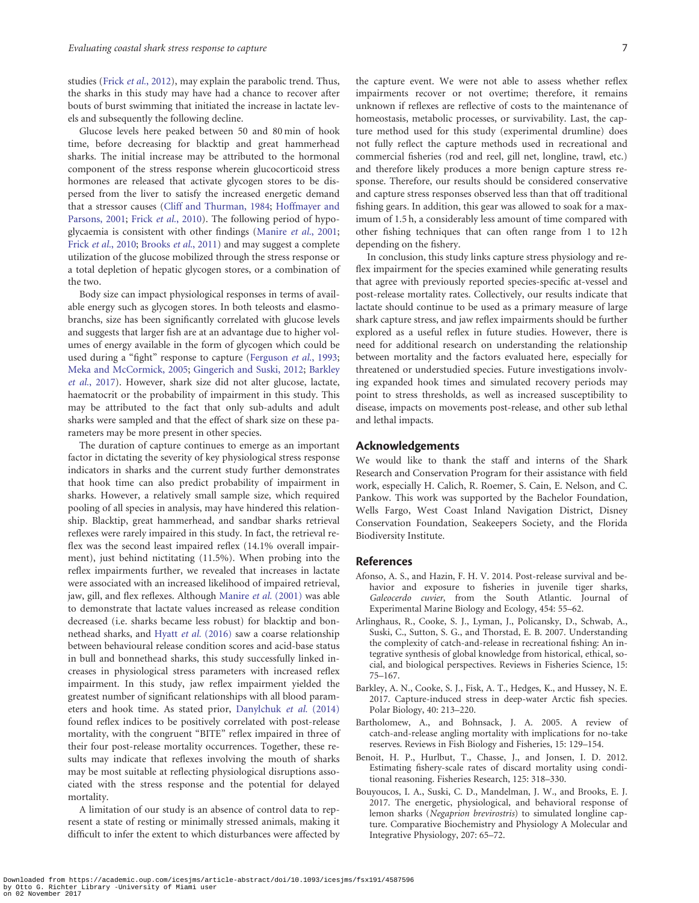studies (Frick *et al.*, 2012), may explain the parabolic trend. Thus, the sharks in this study may have had a chance to recover after bouts of burst swimming that initiated the increase in lactate levels and subsequently the following decline.

Glucose levels here peaked between 50 and 80 min of hook time, before decreasing for blacktip and great hammerhead sharks. The initial increase may be attributed to the hormonal component of the stress response wherein glucocorticoid stress hormones are released that activate glycogen stores to be dispersed from the liver to satisfy the increased energetic demand that a stressor causes (Cliff and Thurman, 1984; Hoffmayer and Parsons, 2001; Frick *et al.*, 2010). The following period of hypoglycaemia is consistent with other findings (Manire *et al.*, 2001; Frick *et al.*, 2010; Brooks *et al.*, 2011) and may suggest a complete utilization of the glucose mobilized through the stress response or a total depletion of hepatic glycogen stores, or a combination of the two.

Body size can impact physiological responses in terms of available energy such as glycogen stores. In both teleosts and elasmobranchs, size has been significantly correlated with glucose levels and suggests that larger fish are at an advantage due to higher volumes of energy available in the form of glycogen which could be used during a "fight" response to capture (Ferguson *et al.*, 1993; Meka and McCormick, 2005; Gingerich and Suski, 2012; Barkley *et al.*, 2017). However, shark size did not alter glucose, lactate, haematocrit or the probability of impairment in this study. This may be attributed to the fact that only sub-adults and adult sharks were sampled and that the effect of shark size on these parameters may be more present in other species.

The duration of capture continues to emerge as an important factor in dictating the severity of key physiological stress response indicators in sharks and the current study further demonstrates that hook time can also predict probability of impairment in sharks. However, a relatively small sample size, which required pooling of all species in analysis, may have hindered this relationship. Blacktip, great hammerhead, and sandbar sharks retrieval reflexes were rarely impaired in this study. In fact, the retrieval reflex was the second least impaired reflex (14.1% overall impairment), just behind nictitating (11.5%). When probing into the reflex impairments further, we revealed that increases in lactate were associated with an increased likelihood of impaired retrieval, jaw, gill, and flex reflexes. Although Manire *et al.* (2001) was able to demonstrate that lactate values increased as release condition decreased (i.e. sharks became less robust) for blacktip and bonnethead sharks, and Hyatt *et al.* (2016) saw a coarse relationship between behavioural release condition scores and acid-base status in bull and bonnethead sharks, this study successfully linked increases in physiological stress parameters with increased reflex impairment. In this study, jaw reflex impairment yielded the greatest number of significant relationships with all blood parameters and hook time. As stated prior, Danylchuk *et al.* (2014) found reflex indices to be positively correlated with post-release mortality, with the congruent "BITE" reflex impaired in three of their four post-release mortality occurrences. Together, these results may indicate that reflexes involving the mouth of sharks may be most suitable at reflecting physiological disruptions associated with the stress response and the potential for delayed mortality.

A limitation of our study is an absence of control data to represent a state of resting or minimally stressed animals, making it difficult to infer the extent to which disturbances were affected by the capture event. We were not able to assess whether reflex impairments recover or not overtime; therefore, it remains unknown if reflexes are reflective of costs to the maintenance of homeostasis, metabolic processes, or survivability. Last, the capture method used for this study (experimental drumline) does not fully reflect the capture methods used in recreational and commercial fisheries (rod and reel, gill net, longline, trawl, etc.) and therefore likely produces a more benign capture stress response. Therefore, our results should be considered conservative and capture stress responses observed less than that off traditional fishing gears. In addition, this gear was allowed to soak for a maximum of 1.5 h, a considerably less amount of time compared with other fishing techniques that can often range from 1 to 12 h depending on the fishery.

In conclusion, this study links capture stress physiology and reflex impairment for the species examined while generating results that agree with previously reported species-specific at-vessel and post-release mortality rates. Collectively, our results indicate that lactate should continue to be used as a primary measure of large shark capture stress, and jaw reflex impairments should be further explored as a useful reflex in future studies. However, there is need for additional research on understanding the relationship between mortality and the factors evaluated here, especially for threatened or understudied species. Future investigations involving expanded hook times and simulated recovery periods may point to stress thresholds, as well as increased susceptibility to disease, impacts on movements post-release, and other sub lethal and lethal impacts.

## Acknowledgements

We would like to thank the staff and interns of the Shark Research and Conservation Program for their assistance with field work, especially H. Calich, R. Roemer, S. Cain, E. Nelson, and C. Pankow. This work was supported by the Bachelor Foundation, Wells Fargo, West Coast Inland Navigation District, Disney Conservation Foundation, Seakeepers Society, and the Florida Biodiversity Institute.

## References

Afonso, A. S., and Hazin, F. H. V. 2014. Post-release survival and behavior and exposure to fisheries in juvenile tiger sharks, *Galeocerdo cuvier*, from the South Atlantic. Journal of Experimental Marine Biology and Ecology, 454: 55–62.

Arlinghaus, R., Cooke, S. J., Lyman, J., Policansky, D., Schwab, A., Suski, C., Sutton, S. G., and Thorstad, E. B. 2007. Understanding the complexity of catch-and-release in recreational fishing: An integrative synthesis of global knowledge from historical, ethical, social, and biological perspectives. Reviews in Fisheries Science, 15: 75–167.

Barkley, A. N., Cooke, S. J., Fisk, A. T., Hedges, K., and Hussey, N. E. 2017. Capture-induced stress in deep-water Arctic fish species. Polar Biology, 40: 213–220.

Bartholomew, A., and Bohnsack, J. A. 2005. A review of catch-and-release angling mortality with implications for no-take reserves. Reviews in Fish Biology and Fisheries, 15: 129–154.

Benoit, H. P., Hurlbut, T., Chasse, J., and Jonsen, I. D. 2012. Estimating fishery-scale rates of discard mortality using conditional reasoning. Fisheries Research, 125: 318–330.

Bouyoucos, I. A., Suski, C. D., Mandelman, J. W., and Brooks, E. J. 2017. The energetic, physiological, and behavioral response of lemon sharks (*Negaprion brevirostris*) to simulated longline capture. Comparative Biochemistry and Physiology A Molecular and Integrative Physiology, 207: 65–72.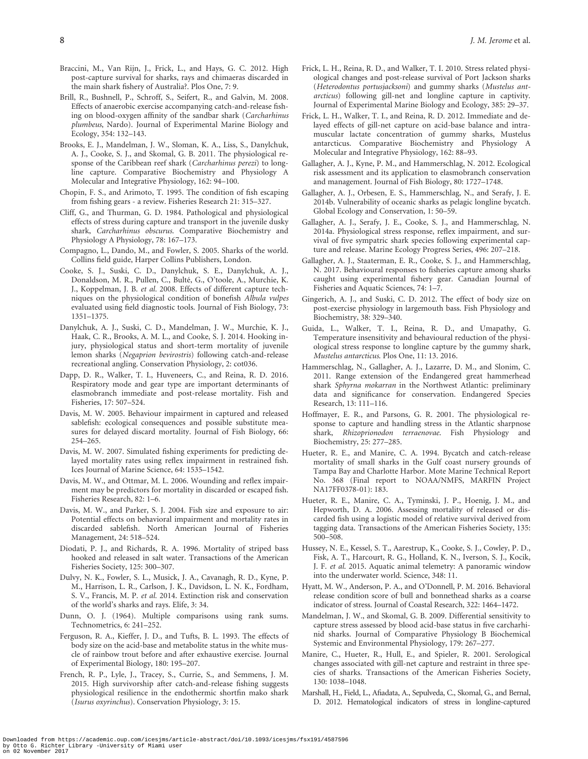Braccini, M., Van Rijn, J., Frick, L., and Hays, G. C. 2012. High post-capture survival for sharks, rays and chimaeras discarded in the main shark fishery of Australia?. Plos One, 7: 9.

Brill, R., Bushnell, P., Schroff, S., Seifert, R., and Galvin, M. 2008. Effects of anaerobic exercise accompanying catch-and-release fishing on blood-oxygen affinity of the sandbar shark (*Carcharhinus plumbeus*, Nardo). Journal of Experimental Marine Biology and Ecology, 354: 132–143.

Brooks, E. J., Mandelman, J. W., Sloman, K. A., Liss, S., Danylchuk, A. J., Cooke, S. J., and Skomal, G. B. 2011. The physiological response of the Caribbean reef shark (*Carcharhinus perezi*) to longline capture. Comparative Biochemistry and Physiology A Molecular and Integrative Physiology, 162: 94–100.

Chopin, F. S., and Arimoto, T. 1995. The condition of fish escaping from fishing gears - a review. Fisheries Research 21: 315–327.

Cliff, G., and Thurman, G. D. 1984. Pathological and physiological effects of stress during capture and transport in the juvenile dusky shark, *Carcharhinus obscurus*. Comparative Biochemistry and Physiology A Physiology, 78: 167–173.

Compagno, L., Dando, M., and Fowler, S. 2005. Sharks of the world. Collins field guide, Harper Collins Publishers, London.

Cooke, S. J., Suski, C. D., Danylchuk, S. E., Danylchuk, A. J., Donaldson, M. R., Pullen, C., Bulté, G., O'toole, A., Murchie, K. J., Koppelman, J. B. *et al.* 2008. Effects of different capture techniques on the physiological condition of bonefish *Albula vulpes* evaluated using field diagnostic tools. Journal of Fish Biology, 73: 1351–1375.

Danylchuk, A. J., Suski, C. D., Mandelman, J. W., Murchie, K. J., Haak, C. R., Brooks, A. M. L., and Cooke, S. J. 2014. Hooking injury, physiological status and short-term mortality of juvenile lemon sharks (*Negaprion bevirostris*) following catch-and-release recreational angling. Conservation Physiology, 2: cot036.

Dapp, D. R., Walker, T. I., Huveneers, C., and Reina, R. D. 2016. Respiratory mode and gear type are important determinants of elasmobranch immediate and post-release mortality. Fish and Fisheries, 17: 507–524.

Davis, M. W. 2005. Behaviour impairment in captured and released sablefish: ecological consequences and possible substitute measures for delayed discard mortality. Journal of Fish Biology, 66: 254–265.

Davis, M. W. 2007. Simulated fishing experiments for predicting delayed mortality rates using reflex impairment in restrained fish. Ices Journal of Marine Science, 64: 1535–1542.

Davis, M. W., and Ottmar, M. L. 2006. Wounding and reflex impairment may be predictors for mortality in discarded or escaped fish. Fisheries Research, 82: 1–6.

Davis, M. W., and Parker, S. J. 2004. Fish size and exposure to air: Potential effects on behavioral impairment and mortality rates in discarded sablefish. North American Journal of Fisheries Management, 24: 518–524.

Diodati, P. J., and Richards, R. A. 1996. Mortality of striped bass hooked and released in salt water. Transactions of the American Fisheries Society, 125: 300–307.

Dulvy, N. K., Fowler, S. L., Musick, J. A., Cavanagh, R. D., Kyne, P. M., Harrison, L. R., Carlson, J. K., Davidson, L. N. K., Fordham, S. V., Francis, M. P. *et al.* 2014. Extinction risk and conservation of the world's sharks and rays. Elife, 3: 34.

Dunn, O. J. (1964). Multiple comparisons using rank sums. Technometrics, 6: 241–252.

Ferguson, R. A., Kieffer, J. D., and Tufts, B. L. 1993. The effects of body size on the acid-base and metabolite status in the white muscle of rainbow trout before and after exhaustive exercise. Journal of Experimental Biology, 180: 195–207.

French, R. P., Lyle, J., Tracey, S., Currie, S., and Semmens, J. M. 2015. High survivorship after catch-and-release fishing suggests physiological resilience in the endothermic shortfin mako shark (*Isurus oxyrinchus*). Conservation Physiology, 3: 15.

Frick, L. H., Reina, R. D., and Walker, T. I. 2010. Stress related physiological changes and post-release survival of Port Jackson sharks (*Heterodontus portusjacksoni*) and gummy sharks (*Mustelus antarcticus*) following gill-net and longline capture in captivity. Journal of Experimental Marine Biology and Ecology, 385: 29–37.

Frick, L. H., Walker, T. I., and Reina, R. D. 2012. Immediate and delayed effects of gill-net capture on acid-base balance and intramuscular lactate concentration of gummy sharks, Mustelus antarcticus. Comparative Biochemistry and Physiology A Molecular and Integrative Physiology, 162: 88–93.

Gallagher, A. J., Kyne, P. M., and Hammerschlag, N. 2012. Ecological risk assessment and its application to elasmobranch conservation and management. Journal of Fish Biology, 80: 1727–1748.

Gallagher, A. J., Orbesen, E. S., Hammerschlag, N., and Serafy, J. E. 2014b. Vulnerability of oceanic sharks as pelagic longline bycatch. Global Ecology and Conservation, 1: 50–59.

Gallagher, A. J., Serafy, J. E., Cooke, S. J., and Hammerschlag, N. 2014a. Physiological stress response, reflex impairment, and survival of five sympatric shark species following experimental capture and release. Marine Ecology Progress Series, 496: 207–218.

Gallagher, A. J., Staaterman, E. R., Cooke, S. J., and Hammerschlag, N. 2017. Behavioural responses to fisheries capture among sharks caught using experimental fishery gear. Canadian Journal of Fisheries and Aquatic Sciences, 74: 1–7.

Gingerich, A. J., and Suski, C. D. 2012. The effect of body size on post-exercise physiology in largemouth bass. Fish Physiology and Biochemistry, 38: 329–340.

Guida, L., Walker, T. I., Reina, R. D., and Umapathy, G. Temperature insensitivity and behavioural reduction of the physiological stress response to longline capture by the gummy shark, *Mustelus antarcticus*. Plos One, 11: 13. 2016.

Hammerschlag, N., Gallagher, A. J., Lazarre, D. M., and Slonim, C. 2011. Range extension of the Endangered great hammerhead shark *Sphyrna mokarran* in the Northwest Atlantic: preliminary data and significance for conservation. Endangered Species Research, 13: 111–116.

Hoffmayer, E. R., and Parsons, G. R. 2001. The physiological response to capture and handling stress in the Atlantic sharpnose shark, *Rhizoprionodon terraenovae*. Fish Physiology and Biochemistry, 25: 277–285.

Hueter, R. E., and Manire, C. A. 1994. Bycatch and catch-release mortality of small sharks in the Gulf coast nursery grounds of Tampa Bay and Charlotte Harbor. Mote Marine Technical Report No. 368 (Final report to NOAA/NMFS, MARFIN Project NA17FF0378-01): 183.

Hueter, R. E., Manire, C. A., Tyminski, J. P., Hoenig, J. M., and Hepworth, D. A. 2006. Assessing mortality of released or discarded fish using a logistic model of relative survival derived from tagging data. Transactions of the American Fisheries Society, 135: 500–508.

Hussey, N. E., Kessel, S. T., Aarestrup, K., Cooke, S. J., Cowley, P. D., Fisk, A. T., Harcourt, R. G., Holland, K. N., Iverson, S. J., Kocik, J. F. *et al.* 2015. Aquatic animal telemetry: A panoramic window into the underwater world. Science, 348: 11.

Hyatt, M. W., Anderson, P. A., and O'Donnell, P. M. 2016. Behavioral release condition score of bull and bonnethead sharks as a coarse indicator of stress. Journal of Coastal Research, 322: 1464–1472.

Mandelman, J. W., and Skomal, G. B. 2009. Differential sensitivity to capture stress assessed by blood acid-base status in five carcharhinid sharks. Journal of Comparative Physiology B Biochemical Systemic and Environmental Physiology, 179: 267–277.

Manire, C., Hueter, R., Hull, E., and Spieler, R. 2001. Serological changes associated with gill-net capture and restraint in three species of sharks. Transactions of the American Fisheries Society, 130: 1038–1048.

Marshall, H., Field, L., Afiadata, A., Sepulveda, C., Skomal, G., and Bernal, D. 2012. Hematological indicators of stress in longline-captured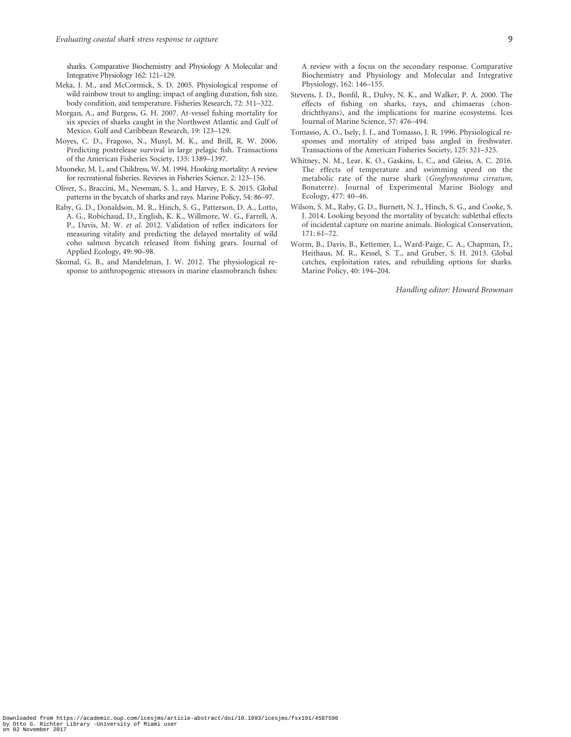sharks. Comparative Biochemistry and Physiology A Molecular and Integrative Physiology 162: 121–129.

Meka, J. M., and McCormick, S. D. 2005. Physiological response of wild rainbow trout to angling: impact of angling duration, fish size, body condition, and temperature. Fisheries Research, 72: 311–322.

Morgan, A., and Burgess, G. H. 2007. At-vessel fishing mortality for six species of sharks caught in the Northwest Atlantic and Gulf of Mexico. Gulf and Caribbean Research, 19: 123–129.

Moyes, C. D., Fragoso, N., Musyl, M. K., and Brill, R. W. 2006. Predicting postrelease survival in large pelagic fish. Transactions of the American Fisheries Society, 135: 1389–1397.

Muoneke, M. I., and Childress, W. M. 1994. Hooking mortality: A review for recreational fisheries. Reviews in Fisheries Science, 2: 123–156.

Oliver, S., Braccini, M., Newman, S. J., and Harvey, E. S. 2015. Global patterns in the bycatch of sharks and rays. Marine Policy, 54: 86–97.

Raby, G. D., Donaldson, M. R., Hinch, S. G., Patterson, D. A., Lotto, A. G., Robichaud, D., English, K. K., Willmore, W. G., Farrell, A. P., Davis, M. W. *et al.* 2012. Validation of reflex indicators for measuring vitality and predicting the delayed mortality of wild coho salmon bycatch released from fishing gears. Journal of Applied Ecology, 49: 90–98.

Skomal, G. B., and Mandelman, J. W. 2012. The physiological response to anthropogenic stressors in marine elasmobranch fishes: A review with a focus on the secondary response. Comparative Biochemistry and Physiology and Molecular and Integrative Physiology, 162: 146–155.

Stevens, J. D., Bonfil, R., Dulvy, N. K., and Walker, P. A. 2000. The effects of fishing on sharks, rays, and chimaeras (chondrichthyans), and the implications for marine ecosystems. Ices Journal of Marine Science, 57: 476–494.

Tomasso, A. O., Isely, J. J., and Tomasso, J. R. 1996. Physiological responses and mortality of striped bass angled in freshwater. Transactions of the American Fisheries Society, 125: 321–325.

Whitney, N. M., Lear, K. O., Gaskins, L. C., and Gleiss, A. C. 2016. The effects of temperature and swimming speed on the metabolic rate of the nurse shark (*Ginglymostoma cirratum*, Bonaterre). Journal of Experimental Marine Biology and Ecology, 477: 40–46.

Wilson, S. M., Raby, G. D., Burnett, N. J., Hinch, S. G., and Cooke, S. J. 2014. Looking beyond the mortality of bycatch: sublethal effects of incidental capture on marine animals. Biological Conservation, 171: 61–72.

Worm, B., Davis, B., Kettemer, L., Ward-Paige, C. A., Chapman, D., Heithaus, M. R., Kessel, S. T., and Gruber, S. H. 2013. Global catches, exploitation rates, and rebuilding options for sharks. Marine Policy, 40: 194–204.

*Handling editor: Howard Browman*